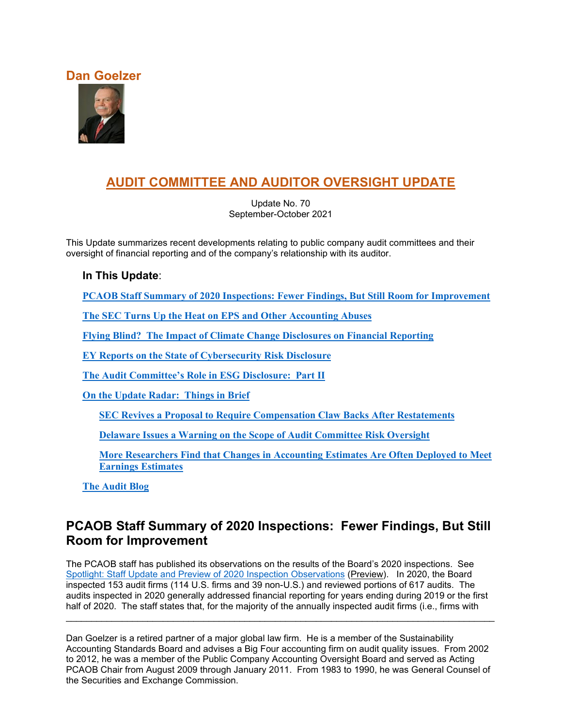## Dan Goelzer

# AUDIT COMMITTEE AND AUDITOR OVERSIGHT UPDATE

Update No. 70
September-October 2021

This Update summarizes recent developments relating to public company audit committees and their oversight of financial reporting and of the company's relationship with its auditor.

**In This Update**:

**PCAOB Staff Summary of 2020 Inspections: Fewer Findings, But Still Room for Improvement**

**The SEC Turns Up the Heat on EPS and Other Accounting Abuses**

**Flying Blind? The Impact of Climate Change Disclosures on Financial Reporting**

**EY Reports on the State of Cybersecurity Risk Disclosure**

**The Audit Committee's Role in ESG Disclosure: Part II**

**On the Update Radar: Things in Brief**

- **SEC Revives a Proposal to Require Compensation Claw Backs After Restatements**
- **Delaware Issues a Warning on the Scope of Audit Committee Risk Oversight**
- **More Researchers Find that Changes in Accounting Estimates Are Often Deployed to Meet Earnings Estimates**

**The Audit Blog**

## PCAOB Staff Summary of 2020 Inspections: Fewer Findings, But Still Room for Improvement

The PCAOB staff has published its observations on the results of the Board's 2020 inspections. See Spotlight: Staff Update and Preview of 2020 Inspection Observations (Preview). In 2020, the Board inspected 153 audit firms (114 U.S. firms and 39 non-U.S.) and reviewed portions of 617 audits. The audits inspected in 2020 generally addressed financial reporting for years ending during 2019 or the first half of 2020. The staff states that, for the majority of the annually inspected audit firms (i.e., firms with

---

Dan Goelzer is a retired partner of a major global law firm. He is a member of the Sustainability Accounting Standards Board and advises a Big Four accounting firm on audit quality issues. From 2002 to 2012, he was a member of the Public Company Accounting Oversight Board and served as Acting PCAOB Chair from August 2009 through January 2011. From 1983 to 1990, he was General Counsel of the Securities and Exchange Commission.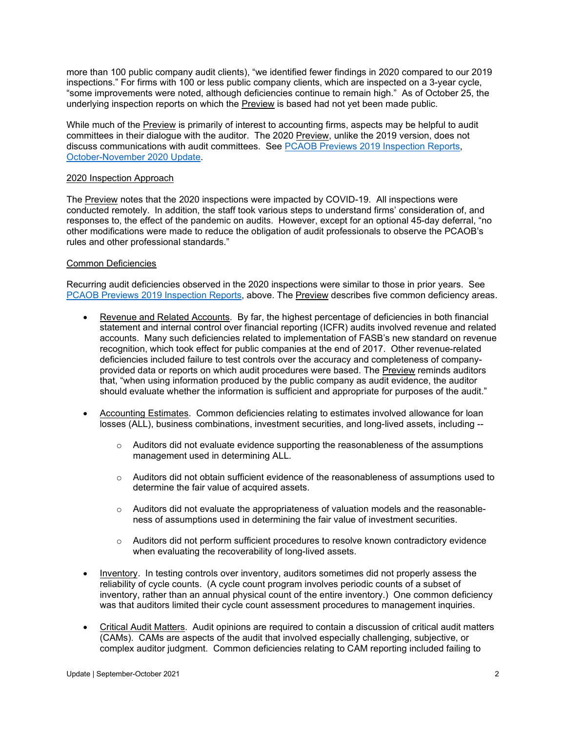more than 100 public company audit clients), "we identified fewer findings in 2020 compared to our 2019 inspections." For firms with 100 or less public company clients, which are inspected on a 3-year cycle, "some improvements were noted, although deficiencies continue to remain high." As of October 25, the underlying inspection reports on which the Preview is based had not yet been made public.

While much of the Preview is primarily of interest to accounting firms, aspects may be helpful to audit committees in their dialogue with the auditor. The 2020 Preview, unlike the 2019 version, does not discuss communications with audit committees. See PCAOB Previews 2019 Inspection Reports, October-November 2020 Update.

2020 Inspection Approach

The Preview notes that the 2020 inspections were impacted by COVID-19. All inspections were conducted remotely. In addition, the staff took various steps to understand firms' consideration of, and responses to, the effect of the pandemic on audits. However, except for an optional 45-day deferral, "no other modifications were made to reduce the obligation of audit professionals to observe the PCAOB's rules and other professional standards."

Common Deficiencies

Recurring audit deficiencies observed in the 2020 inspections were similar to those in prior years. See PCAOB Previews 2019 Inspection Reports, above. The Preview describes five common deficiency areas.

- Revenue and Related Accounts. By far, the highest percentage of deficiencies in both financial statement and internal control over financial reporting (ICFR) audits involved revenue and related accounts. Many such deficiencies related to implementation of FASB's new standard on revenue recognition, which took effect for public companies at the end of 2017. Other revenue-related deficiencies included failure to test controls over the accuracy and completeness of company-provided data or reports on which audit procedures were based. The Preview reminds auditors that, "when using information produced by the public company as audit evidence, the auditor should evaluate whether the information is sufficient and appropriate for purposes of the audit."

- Accounting Estimates. Common deficiencies relating to estimates involved allowance for loan losses (ALL), business combinations, investment securities, and long-lived assets, including --

    - Auditors did not evaluate evidence supporting the reasonableness of the assumptions management used in determining ALL.

    - Auditors did not obtain sufficient evidence of the reasonableness of assumptions used to determine the fair value of acquired assets.

    - Auditors did not evaluate the appropriateness of valuation models and the reasonableness of assumptions used in determining the fair value of investment securities.

    - Auditors did not perform sufficient procedures to resolve known contradictory evidence when evaluating the recoverability of long-lived assets.

- Inventory. In testing controls over inventory, auditors sometimes did not properly assess the reliability of cycle counts. (A cycle count program involves periodic counts of a subset of inventory, rather than an annual physical count of the entire inventory.) One common deficiency was that auditors limited their cycle count assessment procedures to management inquiries.

- Critical Audit Matters. Audit opinions are required to contain a discussion of critical audit matters (CAMs). CAMs are aspects of the audit that involved especially challenging, subjective, or complex auditor judgment. Common deficiencies relating to CAM reporting included failing to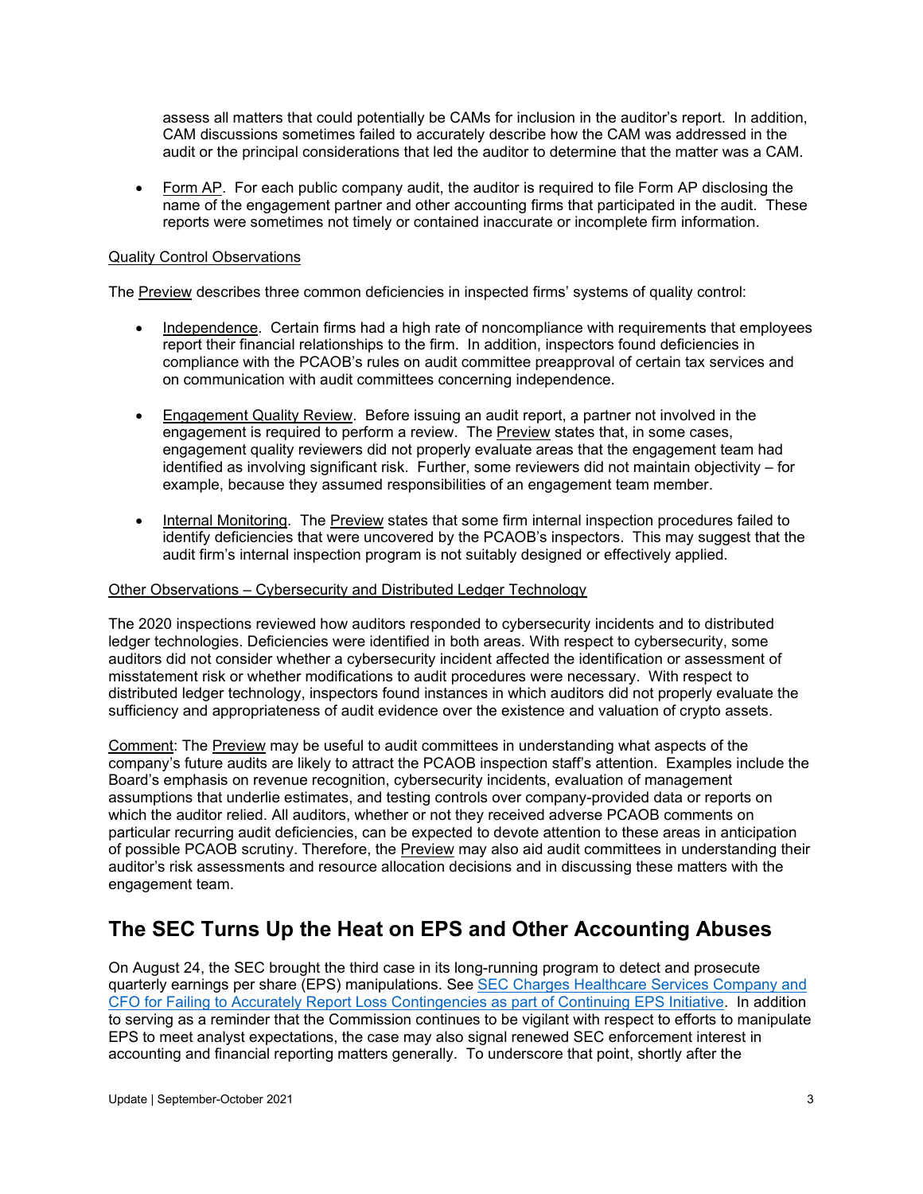assess all matters that could potentially be CAMs for inclusion in the auditor's report. In addition, CAM discussions sometimes failed to accurately describe how the CAM was addressed in the audit or the principal considerations that led the auditor to determine that the matter was a CAM.

- Form AP. For each public company audit, the auditor is required to file Form AP disclosing the name of the engagement partner and other accounting firms that participated in the audit. These reports were sometimes not timely or contained inaccurate or incomplete firm information.

Quality Control Observations

The Preview describes three common deficiencies in inspected firms' systems of quality control:

- Independence. Certain firms had a high rate of noncompliance with requirements that employees report their financial relationships to the firm. In addition, inspectors found deficiencies in compliance with the PCAOB's rules on audit committee preapproval of certain tax services and on communication with audit committees concerning independence.

- Engagement Quality Review. Before issuing an audit report, a partner not involved in the engagement is required to perform a review. The Preview states that, in some cases, engagement quality reviewers did not properly evaluate areas that the engagement team had identified as involving significant risk. Further, some reviewers did not maintain objectivity – for example, because they assumed responsibilities of an engagement team member.

- Internal Monitoring. The Preview states that some firm internal inspection procedures failed to identify deficiencies that were uncovered by the PCAOB's inspectors. This may suggest that the audit firm's internal inspection program is not suitably designed or effectively applied.

Other Observations – Cybersecurity and Distributed Ledger Technology

The 2020 inspections reviewed how auditors responded to cybersecurity incidents and to distributed ledger technologies. Deficiencies were identified in both areas. With respect to cybersecurity, some auditors did not consider whether a cybersecurity incident affected the identification or assessment of misstatement risk or whether modifications to audit procedures were necessary. With respect to distributed ledger technology, inspectors found instances in which auditors did not properly evaluate the sufficiency and appropriateness of audit evidence over the existence and valuation of crypto assets.

Comment: The Preview may be useful to audit committees in understanding what aspects of the company's future audits are likely to attract the PCAOB inspection staff's attention. Examples include the Board's emphasis on revenue recognition, cybersecurity incidents, evaluation of management assumptions that underlie estimates, and testing controls over company-provided data or reports on which the auditor relied. All auditors, whether or not they received adverse PCAOB comments on particular recurring audit deficiencies, can be expected to devote attention to these areas in anticipation of possible PCAOB scrutiny. Therefore, the Preview may also aid audit committees in understanding their auditor's risk assessments and resource allocation decisions and in discussing these matters with the engagement team.

## The SEC Turns Up the Heat on EPS and Other Accounting Abuses

On August 24, the SEC brought the third case in its long-running program to detect and prosecute quarterly earnings per share (EPS) manipulations. See SEC Charges Healthcare Services Company and CFO for Failing to Accurately Report Loss Contingencies as part of Continuing EPS Initiative. In addition to serving as a reminder that the Commission continues to be vigilant with respect to efforts to manipulate EPS to meet analyst expectations, the case may also signal renewed SEC enforcement interest in accounting and financial reporting matters generally. To underscore that point, shortly after the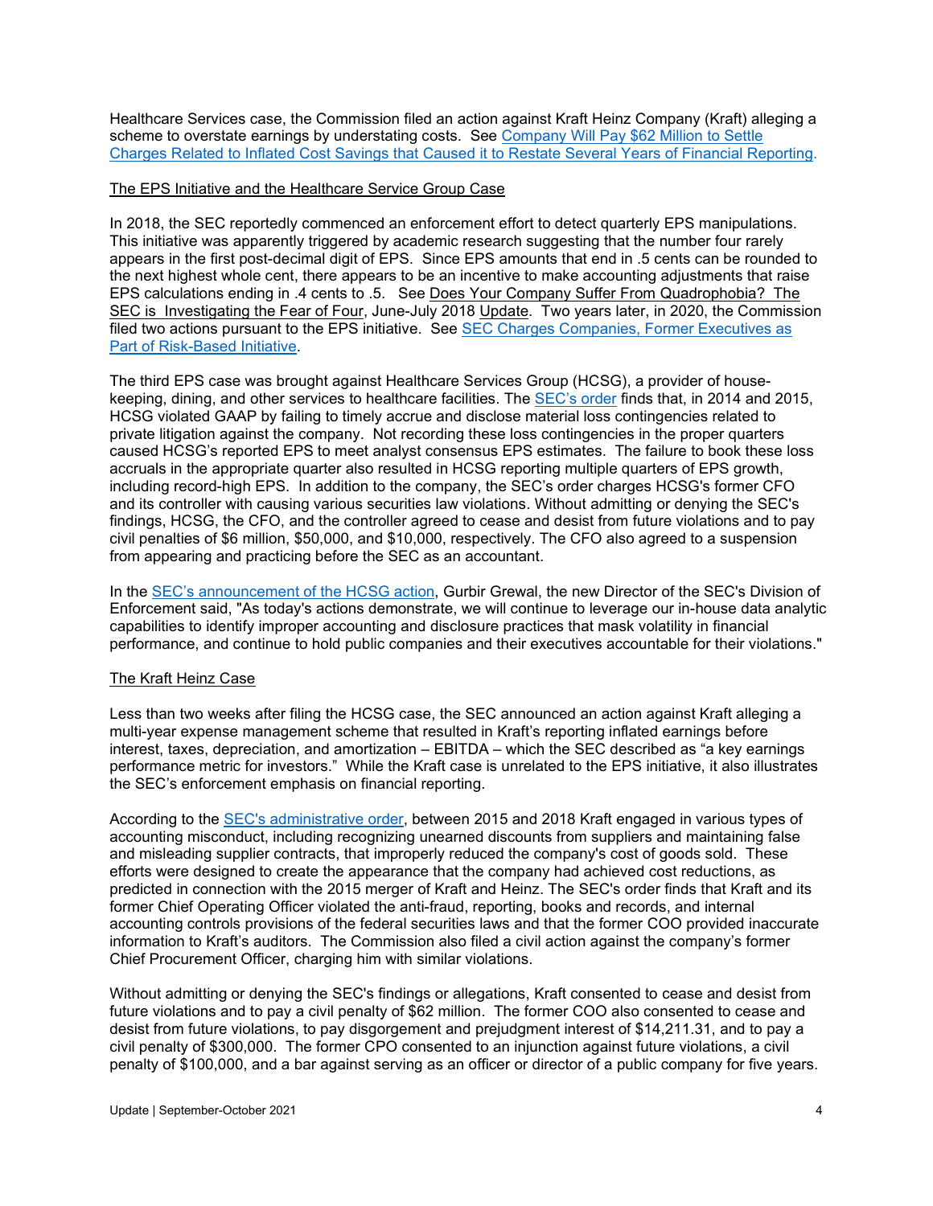Healthcare Services case, the Commission filed an action against Kraft Heinz Company (Kraft) alleging a scheme to overstate earnings by understating costs. See [Company Will Pay $62 Million to Settle Charges Related to Inflated Cost Savings that Caused it to Restate Several Years of Financial Reporting](#).

The EPS Initiative and the Healthcare Service Group Case

In 2018, the SEC reportedly commenced an enforcement effort to detect quarterly EPS manipulations. This initiative was apparently triggered by academic research suggesting that the number four rarely appears in the first post-decimal digit of EPS. Since EPS amounts that end in .5 cents can be rounded to the next highest whole cent, there appears to be an incentive to make accounting adjustments that raise EPS calculations ending in .4 cents to .5. See Does Your Company Suffer From Quadrophobia? The SEC is Investigating the Fear of Four, June-July 2018 Update. Two years later, in 2020, the Commission filed two actions pursuant to the EPS initiative. See [SEC Charges Companies, Former Executives as Part of Risk-Based Initiative](#).

The third EPS case was brought against Healthcare Services Group (HCSG), a provider of house-keeping, dining, and other services to healthcare facilities. The [SEC's order](#) finds that, in 2014 and 2015, HCSG violated GAAP by failing to timely accrue and disclose material loss contingencies related to private litigation against the company. Not recording these loss contingencies in the proper quarters caused HCSG's reported EPS to meet analyst consensus EPS estimates. The failure to book these loss accruals in the appropriate quarter also resulted in HCSG reporting multiple quarters of EPS growth, including record-high EPS. In addition to the company, the SEC's order charges HCSG's former CFO and its controller with causing various securities law violations. Without admitting or denying the SEC's findings, HCSG, the CFO, and the controller agreed to cease and desist from future violations and to pay civil penalties of $6 million, $50,000, and $10,000, respectively. The CFO also agreed to a suspension from appearing and practicing before the SEC as an accountant.

In the [SEC's announcement of the HCSG action](#), Gurbir Grewal, the new Director of the SEC's Division of Enforcement said, "As today's actions demonstrate, we will continue to leverage our in-house data analytic capabilities to identify improper accounting and disclosure practices that mask volatility in financial performance, and continue to hold public companies and their executives accountable for their violations."

The Kraft Heinz Case

Less than two weeks after filing the HCSG case, the SEC announced an action against Kraft alleging a multi-year expense management scheme that resulted in Kraft's reporting inflated earnings before interest, taxes, depreciation, and amortization – EBITDA – which the SEC described as "a key earnings performance metric for investors." While the Kraft case is unrelated to the EPS initiative, it also illustrates the SEC's enforcement emphasis on financial reporting.

According to the [SEC's administrative order](#), between 2015 and 2018 Kraft engaged in various types of accounting misconduct, including recognizing unearned discounts from suppliers and maintaining false and misleading supplier contracts, that improperly reduced the company's cost of goods sold. These efforts were designed to create the appearance that the company had achieved cost reductions, as predicted in connection with the 2015 merger of Kraft and Heinz. The SEC's order finds that Kraft and its former Chief Operating Officer violated the anti-fraud, reporting, books and records, and internal accounting controls provisions of the federal securities laws and that the former COO provided inaccurate information to Kraft's auditors. The Commission also filed a civil action against the company's former Chief Procurement Officer, charging him with similar violations.

Without admitting or denying the SEC's findings or allegations, Kraft consented to cease and desist from future violations and to pay a civil penalty of $62 million. The former COO also consented to cease and desist from future violations, to pay disgorgement and prejudgment interest of $14,211.31, and to pay a civil penalty of $300,000. The former CPO consented to an injunction against future violations, a civil penalty of $100,000, and a bar against serving as an officer or director of a public company for five years.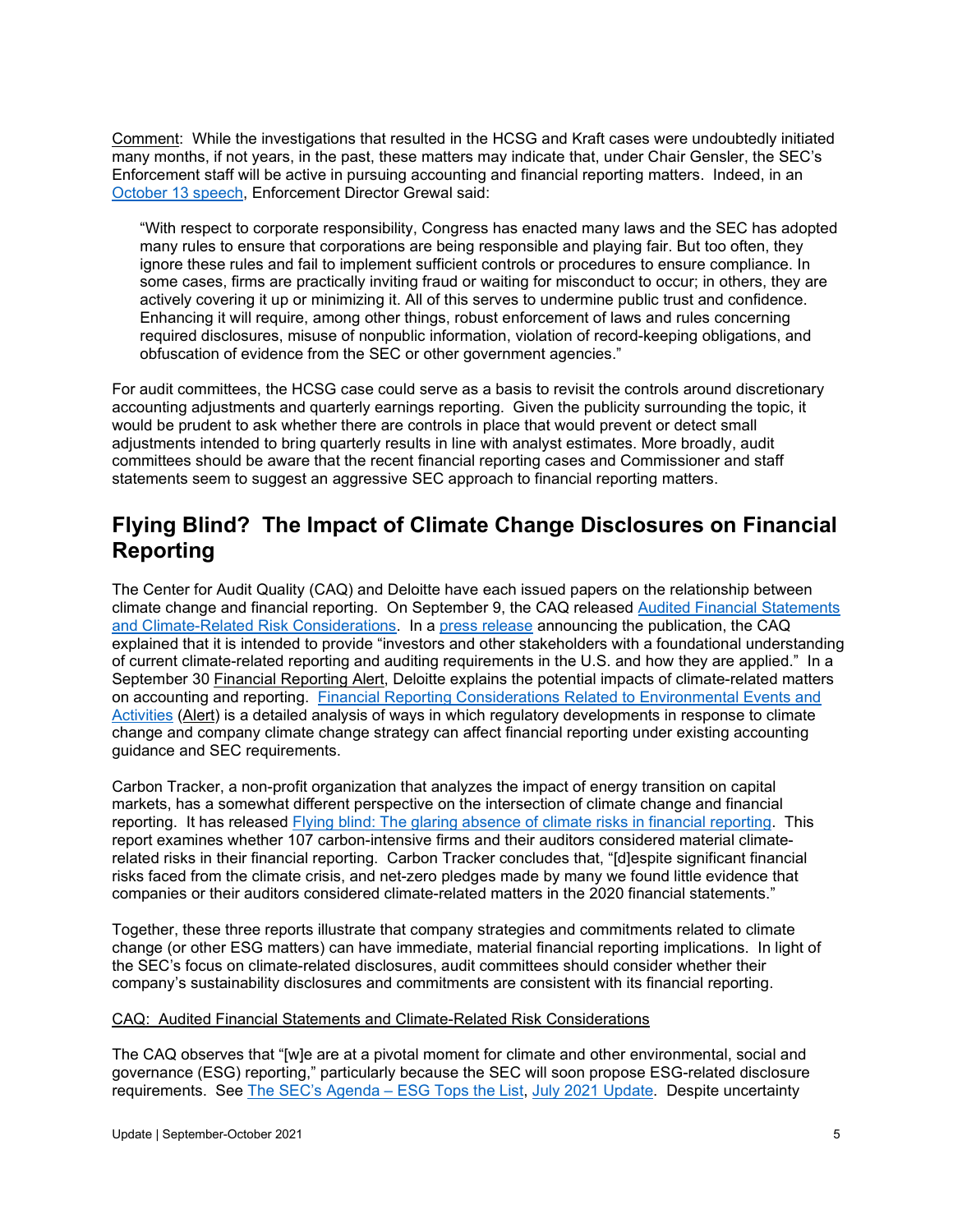Comment: While the investigations that resulted in the HCSG and Kraft cases were undoubtedly initiated many months, if not years, in the past, these matters may indicate that, under Chair Gensler, the SEC's Enforcement staff will be active in pursuing accounting and financial reporting matters. Indeed, in an October 13 speech, Enforcement Director Grewal said:

> "With respect to corporate responsibility, Congress has enacted many laws and the SEC has adopted many rules to ensure that corporations are being responsible and playing fair. But too often, they ignore these rules and fail to implement sufficient controls or procedures to ensure compliance. In some cases, firms are practically inviting fraud or waiting for misconduct to occur; in others, they are actively covering it up or minimizing it. All of this serves to undermine public trust and confidence. Enhancing it will require, among other things, robust enforcement of laws and rules concerning required disclosures, misuse of nonpublic information, violation of record-keeping obligations, and obfuscation of evidence from the SEC or other government agencies."

For audit committees, the HCSG case could serve as a basis to revisit the controls around discretionary accounting adjustments and quarterly earnings reporting. Given the publicity surrounding the topic, it would be prudent to ask whether there are controls in place that would prevent or detect small adjustments intended to bring quarterly results in line with analyst estimates. More broadly, audit committees should be aware that the recent financial reporting cases and Commissioner and staff statements seem to suggest an aggressive SEC approach to financial reporting matters.

## Flying Blind? The Impact of Climate Change Disclosures on Financial Reporting

The Center for Audit Quality (CAQ) and Deloitte have each issued papers on the relationship between climate change and financial reporting. On September 9, the CAQ released Audited Financial Statements and Climate-Related Risk Considerations. In a press release announcing the publication, the CAQ explained that it is intended to provide "investors and other stakeholders with a foundational understanding of current climate-related reporting and auditing requirements in the U.S. and how they are applied." In a September 30 Financial Reporting Alert, Deloitte explains the potential impacts of climate-related matters on accounting and reporting. Financial Reporting Considerations Related to Environmental Events and Activities (Alert) is a detailed analysis of ways in which regulatory developments in response to climate change and company climate change strategy can affect financial reporting under existing accounting guidance and SEC requirements.

Carbon Tracker, a non-profit organization that analyzes the impact of energy transition on capital markets, has a somewhat different perspective on the intersection of climate change and financial reporting. It has released Flying blind: The glaring absence of climate risks in financial reporting. This report examines whether 107 carbon-intensive firms and their auditors considered material climate-related risks in their financial reporting. Carbon Tracker concludes that, "[d]espite significant financial risks faced from the climate crisis, and net-zero pledges made by many we found little evidence that companies or their auditors considered climate-related matters in the 2020 financial statements."

Together, these three reports illustrate that company strategies and commitments related to climate change (or other ESG matters) can have immediate, material financial reporting implications. In light of the SEC's focus on climate-related disclosures, audit committees should consider whether their company's sustainability disclosures and commitments are consistent with its financial reporting.

CAQ: Audited Financial Statements and Climate-Related Risk Considerations

The CAQ observes that "[w]e are at a pivotal moment for climate and other environmental, social and governance (ESG) reporting," particularly because the SEC will soon propose ESG-related disclosure requirements. See The SEC's Agenda – ESG Tops the List, July 2021 Update. Despite uncertainty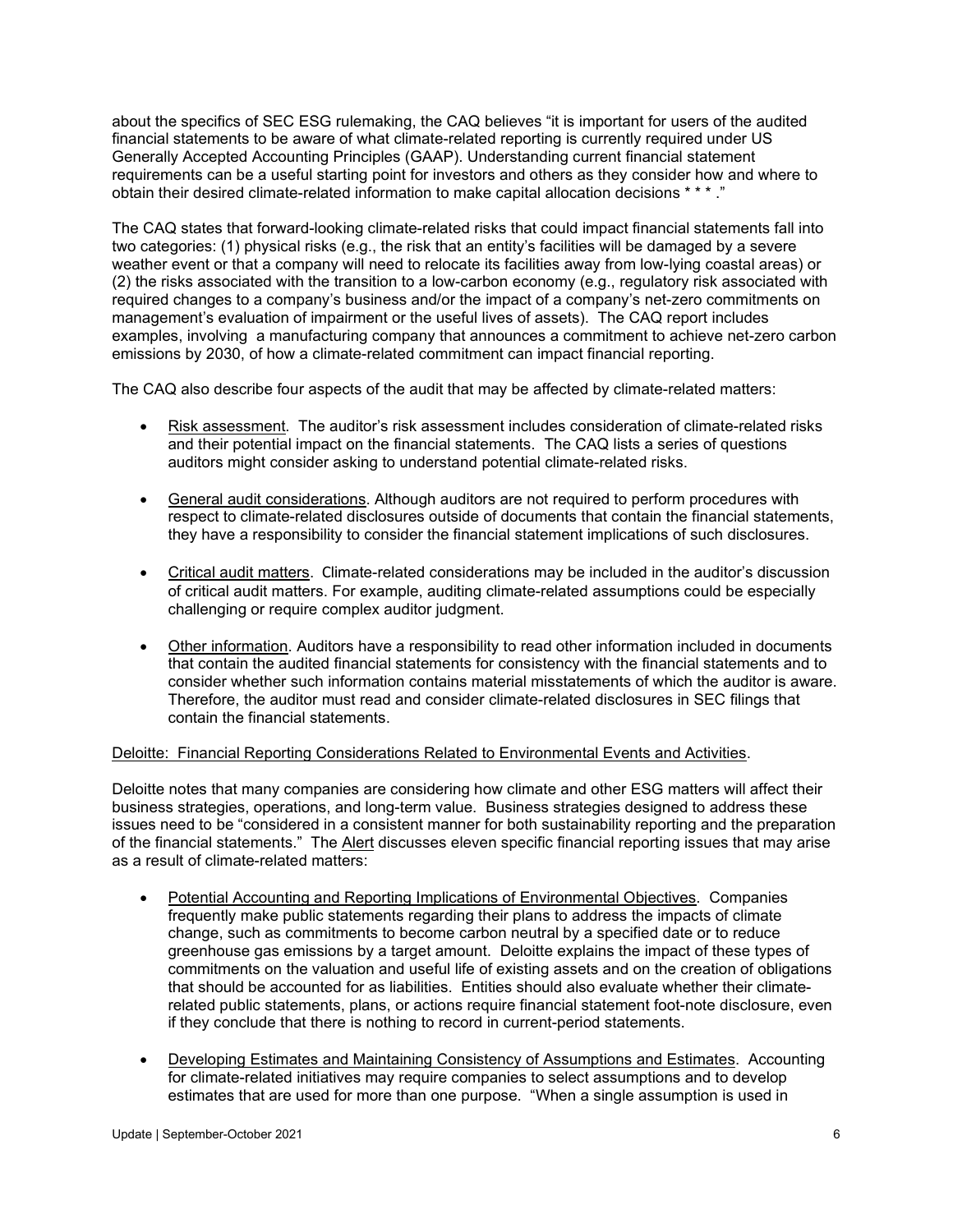about the specifics of SEC ESG rulemaking, the CAQ believes "it is important for users of the audited financial statements to be aware of what climate-related reporting is currently required under US Generally Accepted Accounting Principles (GAAP). Understanding current financial statement requirements can be a useful starting point for investors and others as they consider how and where to obtain their desired climate-related information to make capital allocation decisions * * * ."

The CAQ states that forward-looking climate-related risks that could impact financial statements fall into two categories: (1) physical risks (e.g., the risk that an entity's facilities will be damaged by a severe weather event or that a company will need to relocate its facilities away from low-lying coastal areas) or (2) the risks associated with the transition to a low-carbon economy (e.g., regulatory risk associated with required changes to a company's business and/or the impact of a company's net-zero commitments on management's evaluation of impairment or the useful lives of assets). The CAQ report includes examples, involving a manufacturing company that announces a commitment to achieve net-zero carbon emissions by 2030, of how a climate-related commitment can impact financial reporting.

The CAQ also describe four aspects of the audit that may be affected by climate-related matters:

- Risk assessment. The auditor's risk assessment includes consideration of climate-related risks and their potential impact on the financial statements. The CAQ lists a series of questions auditors might consider asking to understand potential climate-related risks.
- General audit considerations. Although auditors are not required to perform procedures with respect to climate-related disclosures outside of documents that contain the financial statements, they have a responsibility to consider the financial statement implications of such disclosures.
- Critical audit matters. Climate-related considerations may be included in the auditor's discussion of critical audit matters. For example, auditing climate-related assumptions could be especially challenging or require complex auditor judgment.
- Other information. Auditors have a responsibility to read other information included in documents that contain the audited financial statements for consistency with the financial statements and to consider whether such information contains material misstatements of which the auditor is aware. Therefore, the auditor must read and consider climate-related disclosures in SEC filings that contain the financial statements.

Deloitte: Financial Reporting Considerations Related to Environmental Events and Activities.

Deloitte notes that many companies are considering how climate and other ESG matters will affect their business strategies, operations, and long-term value. Business strategies designed to address these issues need to be "considered in a consistent manner for both sustainability reporting and the preparation of the financial statements." The Alert discusses eleven specific financial reporting issues that may arise as a result of climate-related matters:

- Potential Accounting and Reporting Implications of Environmental Objectives. Companies frequently make public statements regarding their plans to address the impacts of climate change, such as commitments to become carbon neutral by a specified date or to reduce greenhouse gas emissions by a target amount. Deloitte explains the impact of these types of commitments on the valuation and useful life of existing assets and on the creation of obligations that should be accounted for as liabilities. Entities should also evaluate whether their climate-related public statements, plans, or actions require financial statement foot-note disclosure, even if they conclude that there is nothing to record in current-period statements.
- Developing Estimates and Maintaining Consistency of Assumptions and Estimates. Accounting for climate-related initiatives may require companies to select assumptions and to develop estimates that are used for more than one purpose. "When a single assumption is used in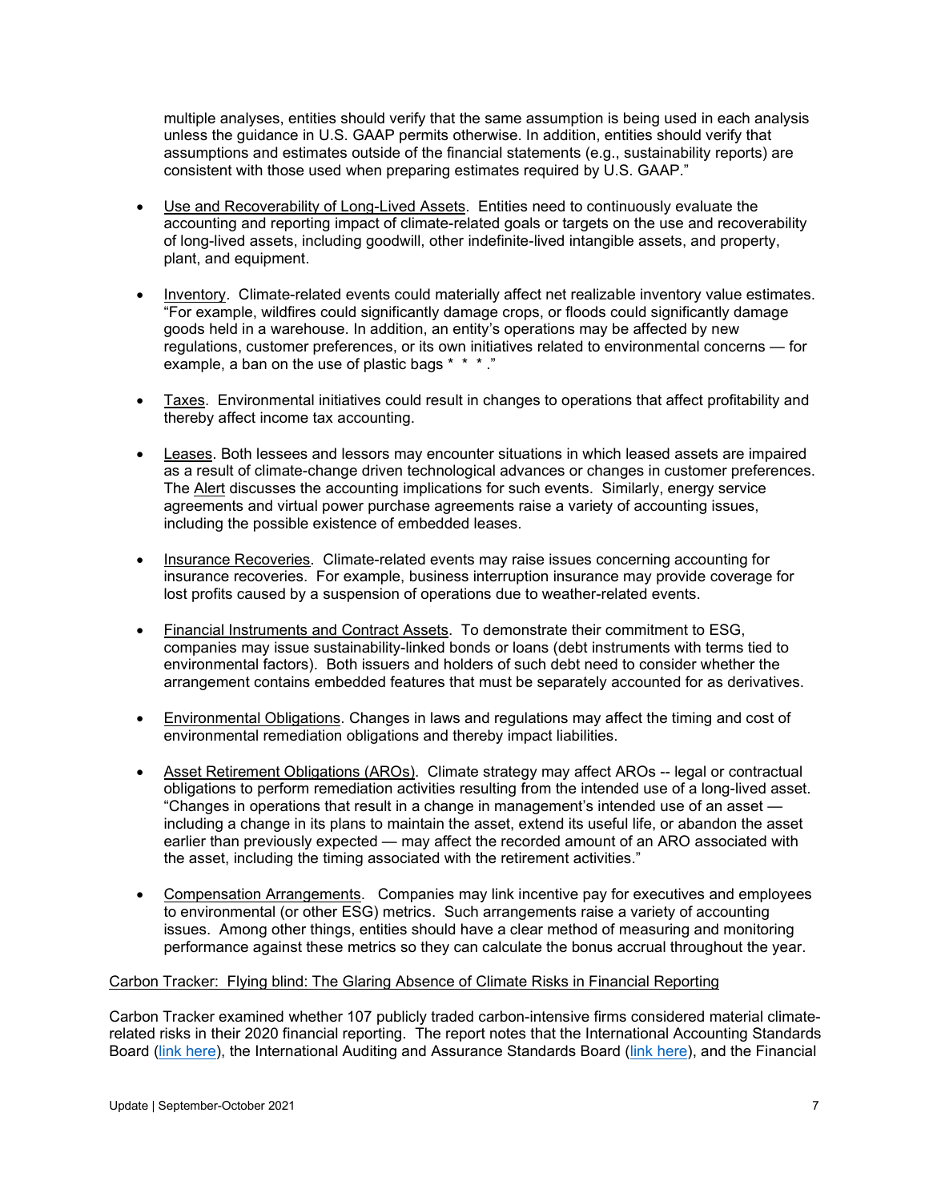multiple analyses, entities should verify that the same assumption is being used in each analysis unless the guidance in U.S. GAAP permits otherwise. In addition, entities should verify that assumptions and estimates outside of the financial statements (e.g., sustainability reports) are consistent with those used when preparing estimates required by U.S. GAAP."

- Use and Recoverability of Long-Lived Assets. Entities need to continuously evaluate the accounting and reporting impact of climate-related goals or targets on the use and recoverability of long-lived assets, including goodwill, other indefinite-lived intangible assets, and property, plant, and equipment.

- Inventory. Climate-related events could materially affect net realizable inventory value estimates. "For example, wildfires could significantly damage crops, or floods could significantly damage goods held in a warehouse. In addition, an entity's operations may be affected by new regulations, customer preferences, or its own initiatives related to environmental concerns — for example, a ban on the use of plastic bags * * *."

- Taxes. Environmental initiatives could result in changes to operations that affect profitability and thereby affect income tax accounting.

- Leases. Both lessees and lessors may encounter situations in which leased assets are impaired as a result of climate-change driven technological advances or changes in customer preferences. The Alert discusses the accounting implications for such events. Similarly, energy service agreements and virtual power purchase agreements raise a variety of accounting issues, including the possible existence of embedded leases.

- Insurance Recoveries. Climate-related events may raise issues concerning accounting for insurance recoveries. For example, business interruption insurance may provide coverage for lost profits caused by a suspension of operations due to weather-related events.

- Financial Instruments and Contract Assets. To demonstrate their commitment to ESG, companies may issue sustainability-linked bonds or loans (debt instruments with terms tied to environmental factors). Both issuers and holders of such debt need to consider whether the arrangement contains embedded features that must be separately accounted for as derivatives.

- Environmental Obligations. Changes in laws and regulations may affect the timing and cost of environmental remediation obligations and thereby impact liabilities.

- Asset Retirement Obligations (AROs). Climate strategy may affect AROs -- legal or contractual obligations to perform remediation activities resulting from the intended use of a long-lived asset. "Changes in operations that result in a change in management's intended use of an asset — including a change in its plans to maintain the asset, extend its useful life, or abandon the asset earlier than previously expected — may affect the recorded amount of an ARO associated with the asset, including the timing associated with the retirement activities."

- Compensation Arrangements. Companies may link incentive pay for executives and employees to environmental (or other ESG) metrics. Such arrangements raise a variety of accounting issues. Among other things, entities should have a clear method of measuring and monitoring performance against these metrics so they can calculate the bonus accrual throughout the year.

Carbon Tracker: Flying blind: The Glaring Absence of Climate Risks in Financial Reporting

Carbon Tracker examined whether 107 publicly traded carbon-intensive firms considered material climate-related risks in their 2020 financial reporting. The report notes that the International Accounting Standards Board (link here), the International Auditing and Assurance Standards Board (link here), and the Financial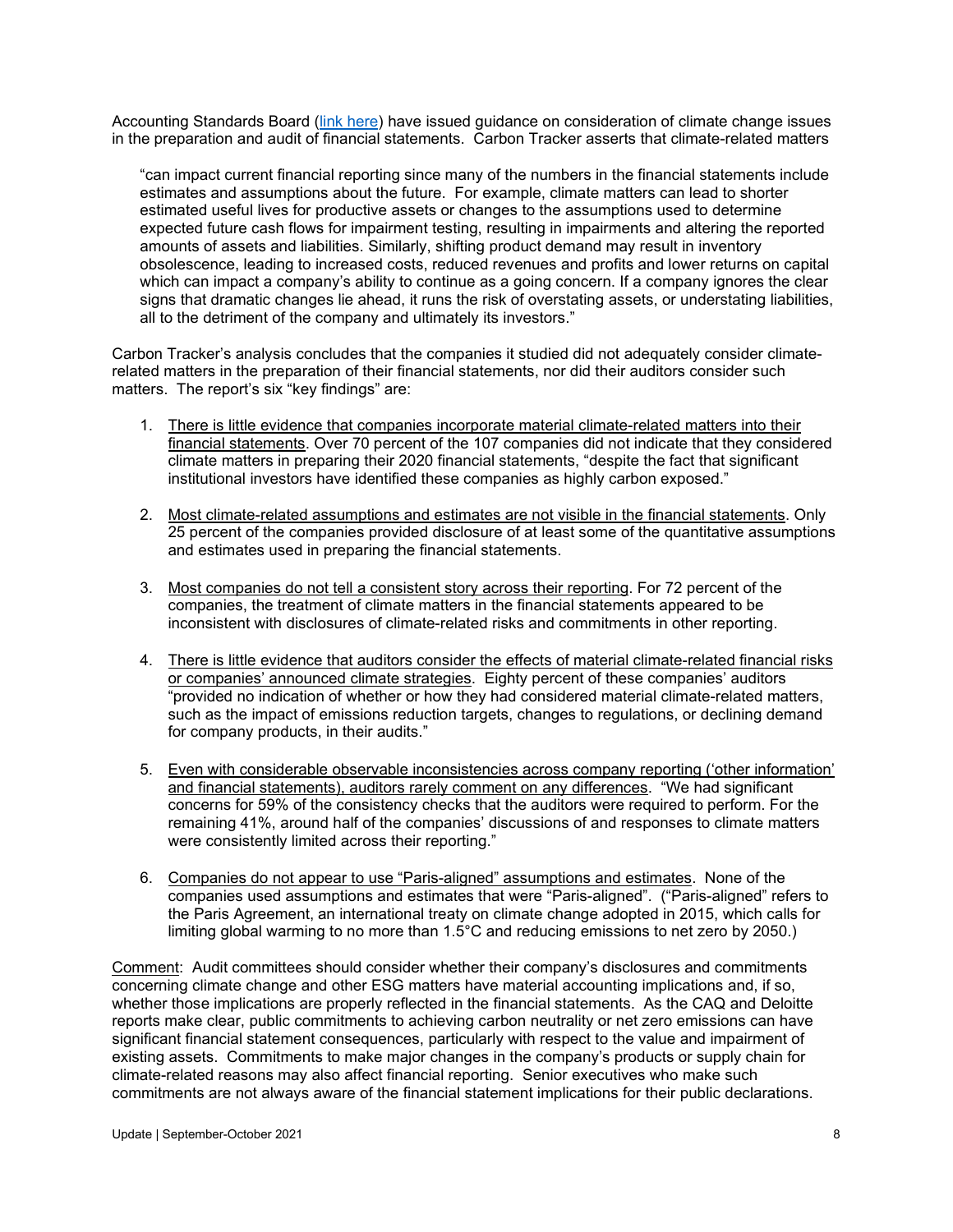Accounting Standards Board ([link here]()) have issued guidance on consideration of climate change issues in the preparation and audit of financial statements. Carbon Tracker asserts that climate-related matters

> "can impact current financial reporting since many of the numbers in the financial statements include estimates and assumptions about the future. For example, climate matters can lead to shorter estimated useful lives for productive assets or changes to the assumptions used to determine expected future cash flows for impairment testing, resulting in impairments and altering the reported amounts of assets and liabilities. Similarly, shifting product demand may result in inventory obsolescence, leading to increased costs, reduced revenues and profits and lower returns on capital which can impact a company's ability to continue as a going concern. If a company ignores the clear signs that dramatic changes lie ahead, it runs the risk of overstating assets, or understating liabilities, all to the detriment of the company and ultimately its investors."

Carbon Tracker's analysis concludes that the companies it studied did not adequately consider climate-related matters in the preparation of their financial statements, nor did their auditors consider such matters. The report's six "key findings" are:

1. <u>There is little evidence that companies incorporate material climate-related matters into their financial statements</u>. Over 70 percent of the 107 companies did not indicate that they considered climate matters in preparing their 2020 financial statements, "despite the fact that significant institutional investors have identified these companies as highly carbon exposed."

2. <u>Most climate-related assumptions and estimates are not visible in the financial statements</u>. Only 25 percent of the companies provided disclosure of at least some of the quantitative assumptions and estimates used in preparing the financial statements.

3. <u>Most companies do not tell a consistent story across their reporting</u>. For 72 percent of the companies, the treatment of climate matters in the financial statements appeared to be inconsistent with disclosures of climate-related risks and commitments in other reporting.

4. <u>There is little evidence that auditors consider the effects of material climate-related financial risks or companies' announced climate strategies</u>. Eighty percent of these companies' auditors "provided no indication of whether or how they had considered material climate-related matters, such as the impact of emissions reduction targets, changes to regulations, or declining demand for company products, in their audits."

5. <u>Even with considerable observable inconsistencies across company reporting ('other information' and financial statements), auditors rarely comment on any differences</u>. "We had significant concerns for 59% of the consistency checks that the auditors were required to perform. For the remaining 41%, around half of the companies' discussions of and responses to climate matters were consistently limited across their reporting."

6. <u>Companies do not appear to use "Paris-aligned" assumptions and estimates</u>. None of the companies used assumptions and estimates that were "Paris-aligned". ("Paris-aligned" refers to the Paris Agreement, an international treaty on climate change adopted in 2015, which calls for limiting global warming to no more than 1.5°C and reducing emissions to net zero by 2050.)

<u>Comment</u>: Audit committees should consider whether their company's disclosures and commitments concerning climate change and other ESG matters have material accounting implications and, if so, whether those implications are properly reflected in the financial statements. As the CAQ and Deloitte reports make clear, public commitments to achieving carbon neutrality or net zero emissions can have significant financial statement consequences, particularly with respect to the value and impairment of existing assets. Commitments to make major changes in the company's products or supply chain for climate-related reasons may also affect financial reporting. Senior executives who make such commitments are not always aware of the financial statement implications for their public declarations.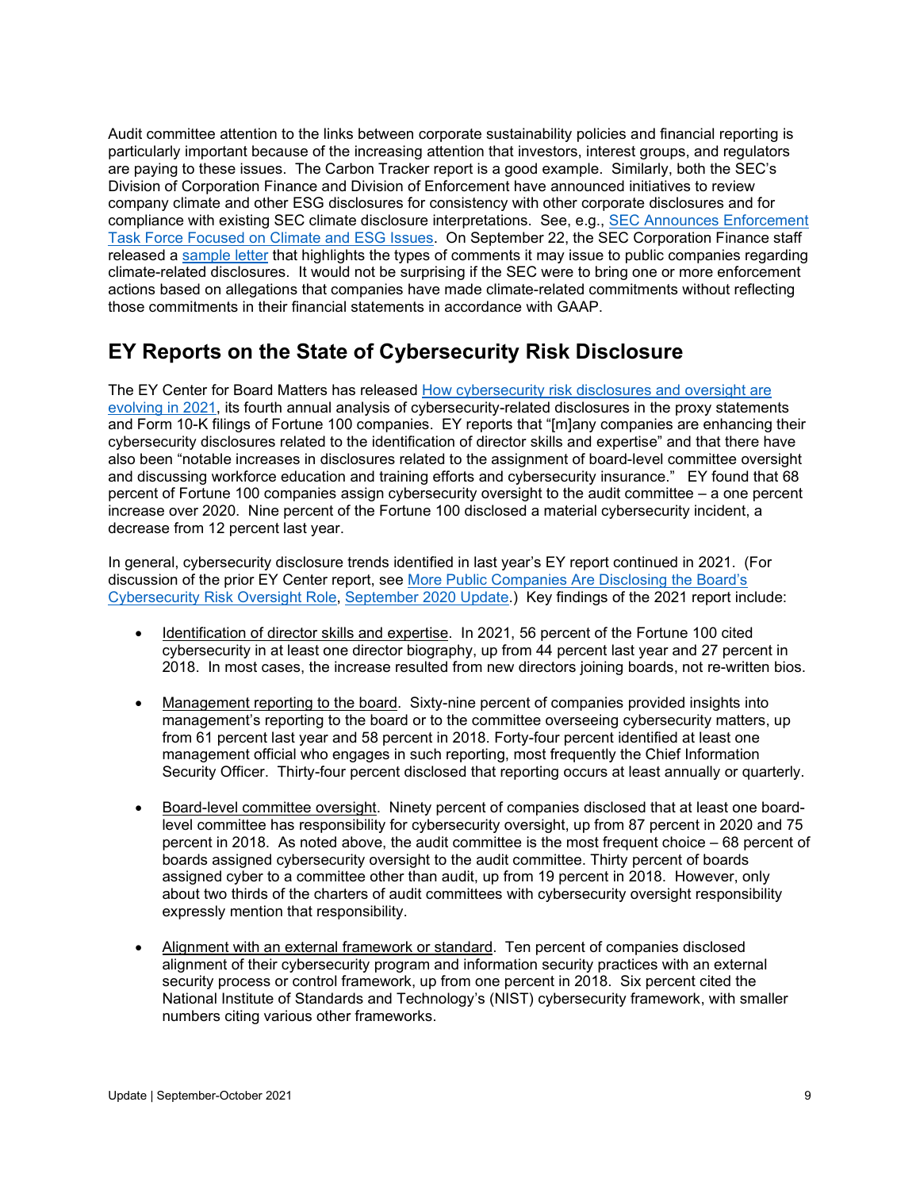Audit committee attention to the links between corporate sustainability policies and financial reporting is particularly important because of the increasing attention that investors, interest groups, and regulators are paying to these issues. The Carbon Tracker report is a good example. Similarly, both the SEC's Division of Corporation Finance and Division of Enforcement have announced initiatives to review company climate and other ESG disclosures for consistency with other corporate disclosures and for compliance with existing SEC climate disclosure interpretations. See, e.g., SEC Announces Enforcement Task Force Focused on Climate and ESG Issues. On September 22, the SEC Corporation Finance staff released a sample letter that highlights the types of comments it may issue to public companies regarding climate-related disclosures. It would not be surprising if the SEC were to bring one or more enforcement actions based on allegations that companies have made climate-related commitments without reflecting those commitments in their financial statements in accordance with GAAP.

## EY Reports on the State of Cybersecurity Risk Disclosure

The EY Center for Board Matters has released How cybersecurity risk disclosures and oversight are evolving in 2021, its fourth annual analysis of cybersecurity-related disclosures in the proxy statements and Form 10-K filings of Fortune 100 companies. EY reports that "[m]any companies are enhancing their cybersecurity disclosures related to the identification of director skills and expertise" and that there have also been "notable increases in disclosures related to the assignment of board-level committee oversight and discussing workforce education and training efforts and cybersecurity insurance." EY found that 68 percent of Fortune 100 companies assign cybersecurity oversight to the audit committee – a one percent increase over 2020. Nine percent of the Fortune 100 disclosed a material cybersecurity incident, a decrease from 12 percent last year.

In general, cybersecurity disclosure trends identified in last year's EY report continued in 2021. (For discussion of the prior EY Center report, see More Public Companies Are Disclosing the Board's Cybersecurity Risk Oversight Role, September 2020 Update.) Key findings of the 2021 report include:

- Identification of director skills and expertise. In 2021, 56 percent of the Fortune 100 cited cybersecurity in at least one director biography, up from 44 percent last year and 27 percent in 2018. In most cases, the increase resulted from new directors joining boards, not re-written bios.

- Management reporting to the board. Sixty-nine percent of companies provided insights into management's reporting to the board or to the committee overseeing cybersecurity matters, up from 61 percent last year and 58 percent in 2018. Forty-four percent identified at least one management official who engages in such reporting, most frequently the Chief Information Security Officer. Thirty-four percent disclosed that reporting occurs at least annually or quarterly.

- Board-level committee oversight. Ninety percent of companies disclosed that at least one board-level committee has responsibility for cybersecurity oversight, up from 87 percent in 2020 and 75 percent in 2018. As noted above, the audit committee is the most frequent choice – 68 percent of boards assigned cybersecurity oversight to the audit committee. Thirty percent of boards assigned cyber to a committee other than audit, up from 19 percent in 2018. However, only about two thirds of the charters of audit committees with cybersecurity oversight responsibility expressly mention that responsibility.

- Alignment with an external framework or standard. Ten percent of companies disclosed alignment of their cybersecurity program and information security practices with an external security process or control framework, up from one percent in 2018. Six percent cited the National Institute of Standards and Technology's (NIST) cybersecurity framework, with smaller numbers citing various other frameworks.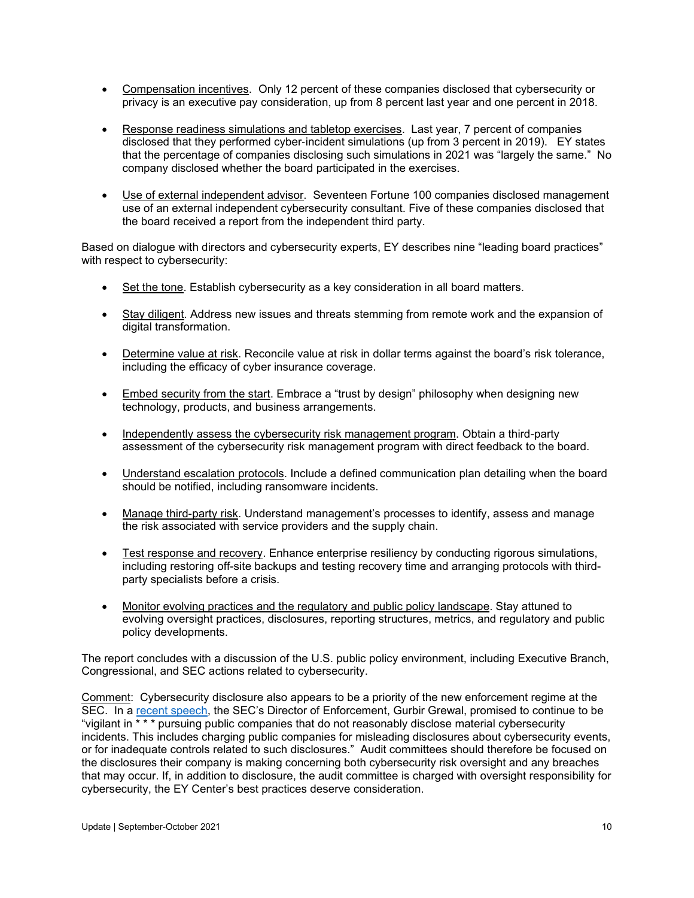- Compensation incentives. Only 12 percent of these companies disclosed that cybersecurity or privacy is an executive pay consideration, up from 8 percent last year and one percent in 2018.

- Response readiness simulations and tabletop exercises. Last year, 7 percent of companies disclosed that they performed cyber-incident simulations (up from 3 percent in 2019). EY states that the percentage of companies disclosing such simulations in 2021 was "largely the same." No company disclosed whether the board participated in the exercises.

- Use of external independent advisor. Seventeen Fortune 100 companies disclosed management use of an external independent cybersecurity consultant. Five of these companies disclosed that the board received a report from the independent third party.

Based on dialogue with directors and cybersecurity experts, EY describes nine "leading board practices" with respect to cybersecurity:

- Set the tone. Establish cybersecurity as a key consideration in all board matters.

- Stay diligent. Address new issues and threats stemming from remote work and the expansion of digital transformation.

- Determine value at risk. Reconcile value at risk in dollar terms against the board's risk tolerance, including the efficacy of cyber insurance coverage.

- Embed security from the start. Embrace a "trust by design" philosophy when designing new technology, products, and business arrangements.

- Independently assess the cybersecurity risk management program. Obtain a third-party assessment of the cybersecurity risk management program with direct feedback to the board.

- Understand escalation protocols. Include a defined communication plan detailing when the board should be notified, including ransomware incidents.

- Manage third-party risk. Understand management's processes to identify, assess and manage the risk associated with service providers and the supply chain.

- Test response and recovery. Enhance enterprise resiliency by conducting rigorous simulations, including restoring off-site backups and testing recovery time and arranging protocols with third-party specialists before a crisis.

- Monitor evolving practices and the regulatory and public policy landscape. Stay attuned to evolving oversight practices, disclosures, reporting structures, metrics, and regulatory and public policy developments.

The report concludes with a discussion of the U.S. public policy environment, including Executive Branch, Congressional, and SEC actions related to cybersecurity.

Comment: Cybersecurity disclosure also appears to be a priority of the new enforcement regime at the SEC. In a recent speech, the SEC's Director of Enforcement, Gurbir Grewal, promised to continue to be "vigilant in * * * pursuing public companies that do not reasonably disclose material cybersecurity incidents. This includes charging public companies for misleading disclosures about cybersecurity events, or for inadequate controls related to such disclosures." Audit committees should therefore be focused on the disclosures their company is making concerning both cybersecurity risk oversight and any breaches that may occur. If, in addition to disclosure, the audit committee is charged with oversight responsibility for cybersecurity, the EY Center's best practices deserve consideration.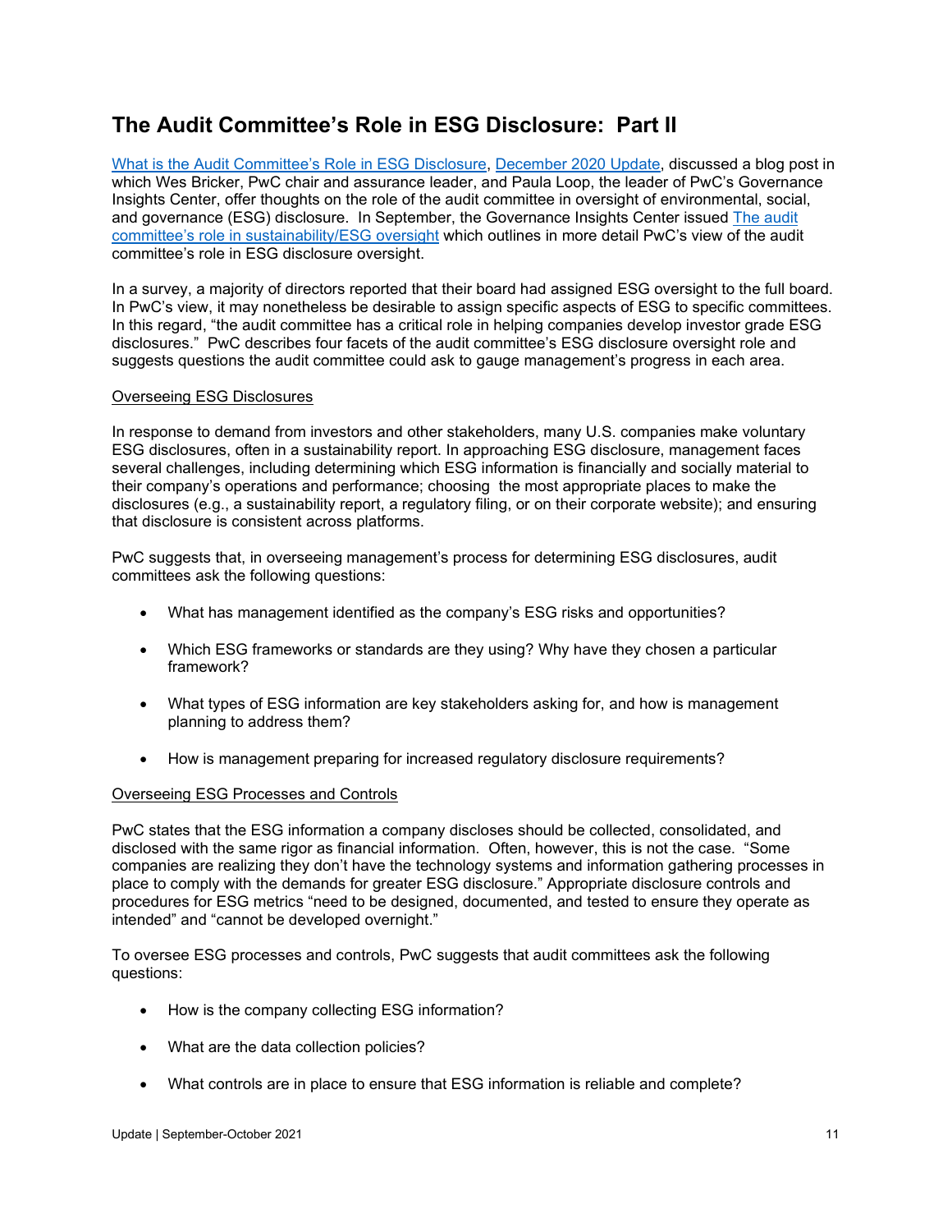## The Audit Committee's Role in ESG Disclosure: Part II

[What is the Audit Committee's Role in ESG Disclosure](#), [December 2020 Update](#), discussed a blog post in which Wes Bricker, PwC chair and assurance leader, and Paula Loop, the leader of PwC's Governance Insights Center, offer thoughts on the role of the audit committee in oversight of environmental, social, and governance (ESG) disclosure. In September, the Governance Insights Center issued [The audit committee's role in sustainability/ESG oversight](#) which outlines in more detail PwC's view of the audit committee's role in ESG disclosure oversight.

In a survey, a majority of directors reported that their board had assigned ESG oversight to the full board. In PwC's view, it may nonetheless be desirable to assign specific aspects of ESG to specific committees. In this regard, "the audit committee has a critical role in helping companies develop investor grade ESG disclosures." PwC describes four facets of the audit committee's ESG disclosure oversight role and suggests questions the audit committee could ask to gauge management's progress in each area.

<u>Overseeing ESG Disclosures</u>

In response to demand from investors and other stakeholders, many U.S. companies make voluntary ESG disclosures, often in a sustainability report. In approaching ESG disclosure, management faces several challenges, including determining which ESG information is financially and socially material to their company's operations and performance; choosing the most appropriate places to make the disclosures (e.g., a sustainability report, a regulatory filing, or on their corporate website); and ensuring that disclosure is consistent across platforms.

PwC suggests that, in overseeing management's process for determining ESG disclosures, audit committees ask the following questions:

- What has management identified as the company's ESG risks and opportunities?
- Which ESG frameworks or standards are they using? Why have they chosen a particular framework?
- What types of ESG information are key stakeholders asking for, and how is management planning to address them?
- How is management preparing for increased regulatory disclosure requirements?

<u>Overseeing ESG Processes and Controls</u>

PwC states that the ESG information a company discloses should be collected, consolidated, and disclosed with the same rigor as financial information. Often, however, this is not the case. "Some companies are realizing they don't have the technology systems and information gathering processes in place to comply with the demands for greater ESG disclosure." Appropriate disclosure controls and procedures for ESG metrics "need to be designed, documented, and tested to ensure they operate as intended" and "cannot be developed overnight."

To oversee ESG processes and controls, PwC suggests that audit committees ask the following questions:

- How is the company collecting ESG information?
- What are the data collection policies?
- What controls are in place to ensure that ESG information is reliable and complete?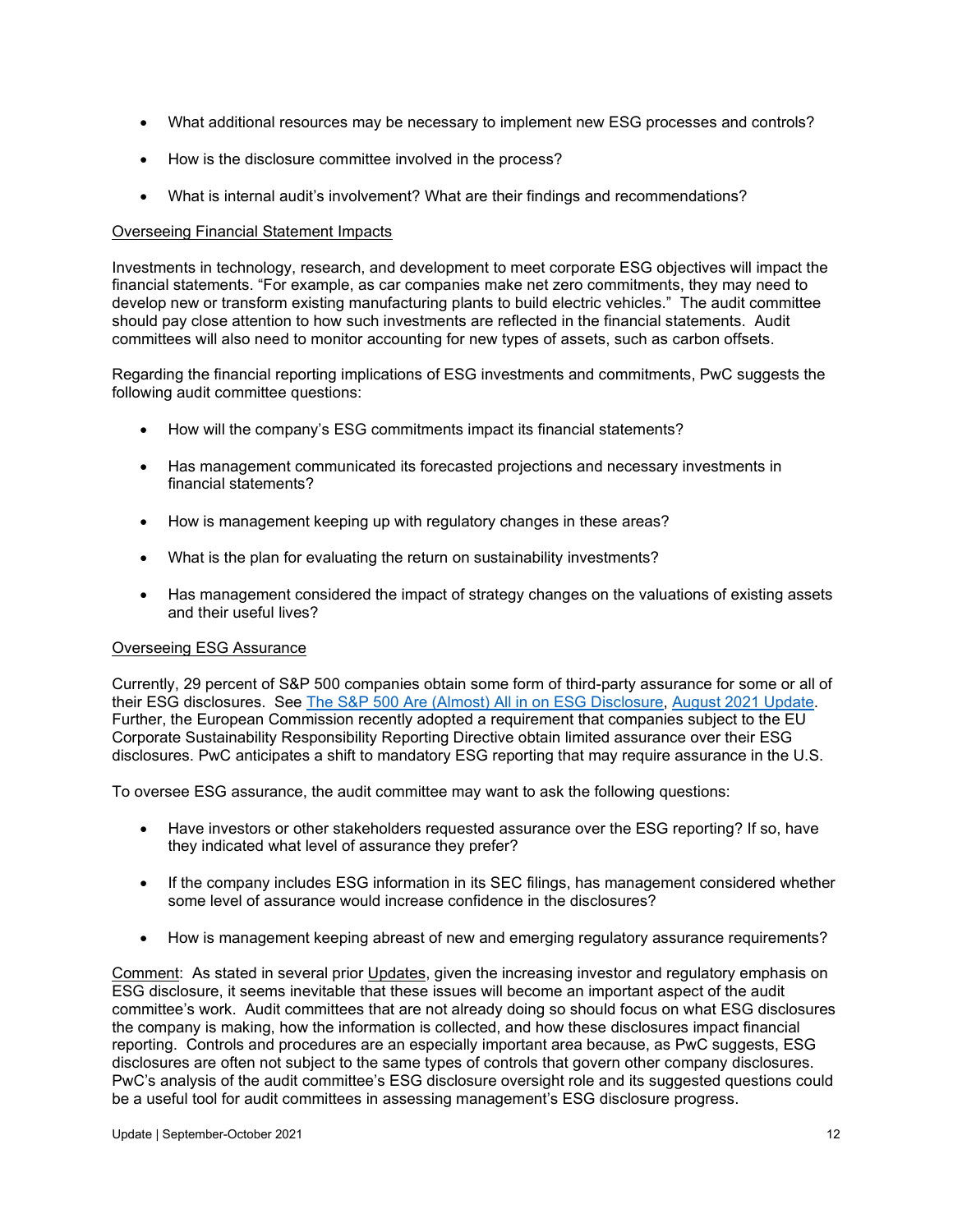- What additional resources may be necessary to implement new ESG processes and controls?

- How is the disclosure committee involved in the process?

- What is internal audit's involvement? What are their findings and recommendations?

Overseeing Financial Statement Impacts

Investments in technology, research, and development to meet corporate ESG objectives will impact the financial statements. "For example, as car companies make net zero commitments, they may need to develop new or transform existing manufacturing plants to build electric vehicles." The audit committee should pay close attention to how such investments are reflected in the financial statements. Audit committees will also need to monitor accounting for new types of assets, such as carbon offsets.

Regarding the financial reporting implications of ESG investments and commitments, PwC suggests the following audit committee questions:

- How will the company's ESG commitments impact its financial statements?

- Has management communicated its forecasted projections and necessary investments in financial statements?

- How is management keeping up with regulatory changes in these areas?

- What is the plan for evaluating the return on sustainability investments?

- Has management considered the impact of strategy changes on the valuations of existing assets and their useful lives?

Overseeing ESG Assurance

Currently, 29 percent of S&P 500 companies obtain some form of third-party assurance for some or all of their ESG disclosures. See The S&P 500 Are (Almost) All in on ESG Disclosure, August 2021 Update. Further, the European Commission recently adopted a requirement that companies subject to the EU Corporate Sustainability Responsibility Reporting Directive obtain limited assurance over their ESG disclosures. PwC anticipates a shift to mandatory ESG reporting that may require assurance in the U.S.

To oversee ESG assurance, the audit committee may want to ask the following questions:

- Have investors or other stakeholders requested assurance over the ESG reporting? If so, have they indicated what level of assurance they prefer?

- If the company includes ESG information in its SEC filings, has management considered whether some level of assurance would increase confidence in the disclosures?

- How is management keeping abreast of new and emerging regulatory assurance requirements?

Comment: As stated in several prior Updates, given the increasing investor and regulatory emphasis on ESG disclosure, it seems inevitable that these issues will become an important aspect of the audit committee's work. Audit committees that are not already doing so should focus on what ESG disclosures the company is making, how the information is collected, and how these disclosures impact financial reporting. Controls and procedures are an especially important area because, as PwC suggests, ESG disclosures are often not subject to the same types of controls that govern other company disclosures. PwC's analysis of the audit committee's ESG disclosure oversight role and its suggested questions could be a useful tool for audit committees in assessing management's ESG disclosure progress.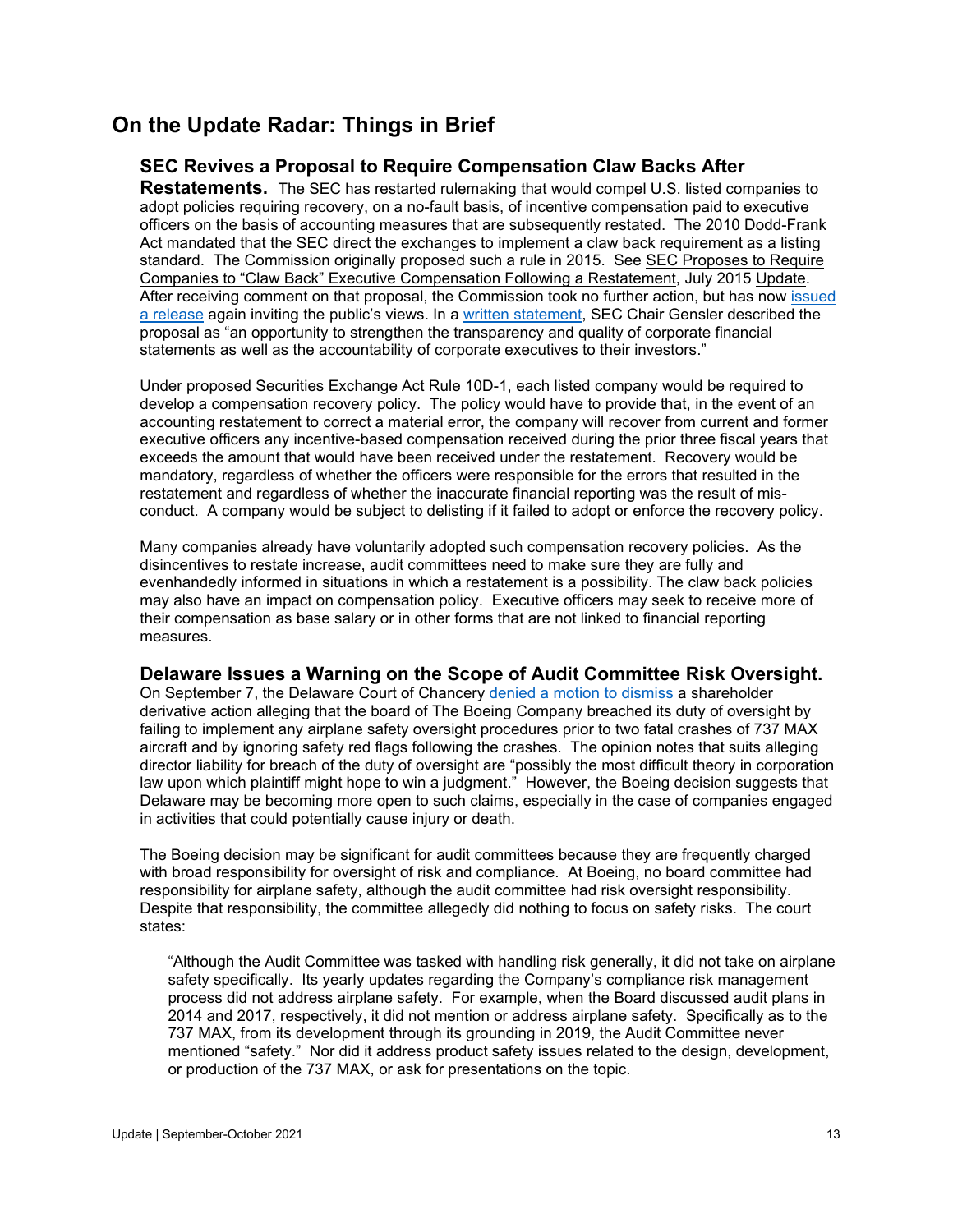## On the Update Radar: Things in Brief

### SEC Revives a Proposal to Require Compensation Claw Backs After Restatements.

The SEC has restarted rulemaking that would compel U.S. listed companies to adopt policies requiring recovery, on a no-fault basis, of incentive compensation paid to executive officers on the basis of accounting measures that are subsequently restated. The 2010 Dodd-Frank Act mandated that the SEC direct the exchanges to implement a claw back requirement as a listing standard. The Commission originally proposed such a rule in 2015. See SEC Proposes to Require Companies to "Claw Back" Executive Compensation Following a Restatement, July 2015 Update. After receiving comment on that proposal, the Commission took no further action, but has now issued a release again inviting the public's views. In a written statement, SEC Chair Gensler described the proposal as "an opportunity to strengthen the transparency and quality of corporate financial statements as well as the accountability of corporate executives to their investors."

Under proposed Securities Exchange Act Rule 10D-1, each listed company would be required to develop a compensation recovery policy. The policy would have to provide that, in the event of an accounting restatement to correct a material error, the company will recover from current and former executive officers any incentive-based compensation received during the prior three fiscal years that exceeds the amount that would have been received under the restatement. Recovery would be mandatory, regardless of whether the officers were responsible for the errors that resulted in the restatement and regardless of whether the inaccurate financial reporting was the result of mis-conduct. A company would be subject to delisting if it failed to adopt or enforce the recovery policy.

Many companies already have voluntarily adopted such compensation recovery policies. As the disincentives to restate increase, audit committees need to make sure they are fully and evenhandedly informed in situations in which a restatement is a possibility. The claw back policies may also have an impact on compensation policy. Executive officers may seek to receive more of their compensation as base salary or in other forms that are not linked to financial reporting measures.

### Delaware Issues a Warning on the Scope of Audit Committee Risk Oversight.

On September 7, the Delaware Court of Chancery denied a motion to dismiss a shareholder derivative action alleging that the board of The Boeing Company breached its duty of oversight by failing to implement any airplane safety oversight procedures prior to two fatal crashes of 737 MAX aircraft and by ignoring safety red flags following the crashes. The opinion notes that suits alleging director liability for breach of the duty of oversight are "possibly the most difficult theory in corporation law upon which plaintiff might hope to win a judgment." However, the Boeing decision suggests that Delaware may be becoming more open to such claims, especially in the case of companies engaged in activities that could potentially cause injury or death.

The Boeing decision may be significant for audit committees because they are frequently charged with broad responsibility for oversight of risk and compliance. At Boeing, no board committee had responsibility for airplane safety, although the audit committee had risk oversight responsibility. Despite that responsibility, the committee allegedly did nothing to focus on safety risks. The court states:

> "Although the Audit Committee was tasked with handling risk generally, it did not take on airplane safety specifically. Its yearly updates regarding the Company's compliance risk management process did not address airplane safety. For example, when the Board discussed audit plans in 2014 and 2017, respectively, it did not mention or address airplane safety. Specifically as to the 737 MAX, from its development through its grounding in 2019, the Audit Committee never mentioned "safety." Nor did it address product safety issues related to the design, development, or production of the 737 MAX, or ask for presentations on the topic.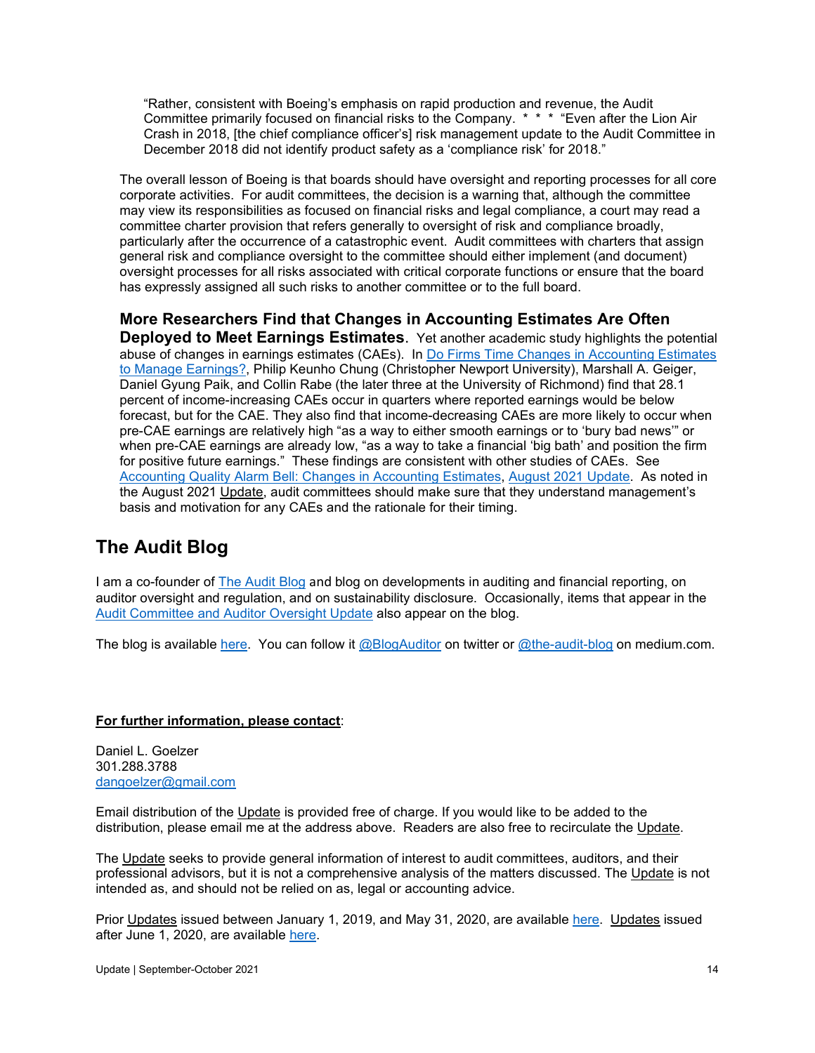> "Rather, consistent with Boeing's emphasis on rapid production and revenue, the Audit Committee primarily focused on financial risks to the Company. * * * "Even after the Lion Air Crash in 2018, [the chief compliance officer's] risk management update to the Audit Committee in December 2018 did not identify product safety as a 'compliance risk' for 2018."

The overall lesson of Boeing is that boards should have oversight and reporting processes for all core corporate activities. For audit committees, the decision is a warning that, although the committee may view its responsibilities as focused on financial risks and legal compliance, a court may read a committee charter provision that refers generally to oversight of risk and compliance broadly, particularly after the occurrence of a catastrophic event. Audit committees with charters that assign general risk and compliance oversight to the committee should either implement (and document) oversight processes for all risks associated with critical corporate functions or ensure that the board has expressly assigned all such risks to another committee or to the full board.

**More Researchers Find that Changes in Accounting Estimates Are Often Deployed to Meet Earnings Estimates**. Yet another academic study highlights the potential abuse of changes in earnings estimates (CAEs). In Do Firms Time Changes in Accounting Estimates to Manage Earnings?, Philip Keunho Chung (Christopher Newport University), Marshall A. Geiger, Daniel Gyung Paik, and Collin Rabe (the later three at the University of Richmond) find that 28.1 percent of income-increasing CAEs occur in quarters where reported earnings would be below forecast, but for the CAE. They also find that income-decreasing CAEs are more likely to occur when pre-CAE earnings are relatively high "as a way to either smooth earnings or to 'bury bad news'" or when pre-CAE earnings are already low, "as a way to take a financial 'big bath' and position the firm for positive future earnings." These findings are consistent with other studies of CAEs. See Accounting Quality Alarm Bell: Changes in Accounting Estimates, August 2021 Update. As noted in the August 2021 Update, audit committees should make sure that they understand management's basis and motivation for any CAEs and the rationale for their timing.

## The Audit Blog

I am a co-founder of The Audit Blog and blog on developments in auditing and financial reporting, on auditor oversight and regulation, and on sustainability disclosure. Occasionally, items that appear in the Audit Committee and Auditor Oversight Update also appear on the blog.

The blog is available here. You can follow it @BlogAuditor on twitter or @the-audit-blog on medium.com.

**For further information, please contact**:

Daniel L. Goelzer
301.288.3788
dangoelzer@gmail.com

Email distribution of the Update is provided free of charge. If you would like to be added to the distribution, please email me at the address above. Readers are also free to recirculate the Update.

The Update seeks to provide general information of interest to audit committees, auditors, and their professional advisors, but it is not a comprehensive analysis of the matters discussed. The Update is not intended as, and should not be relied on as, legal or accounting advice.

Prior Updates issued between January 1, 2019, and May 31, 2020, are available here. Updates issued after June 1, 2020, are available here.